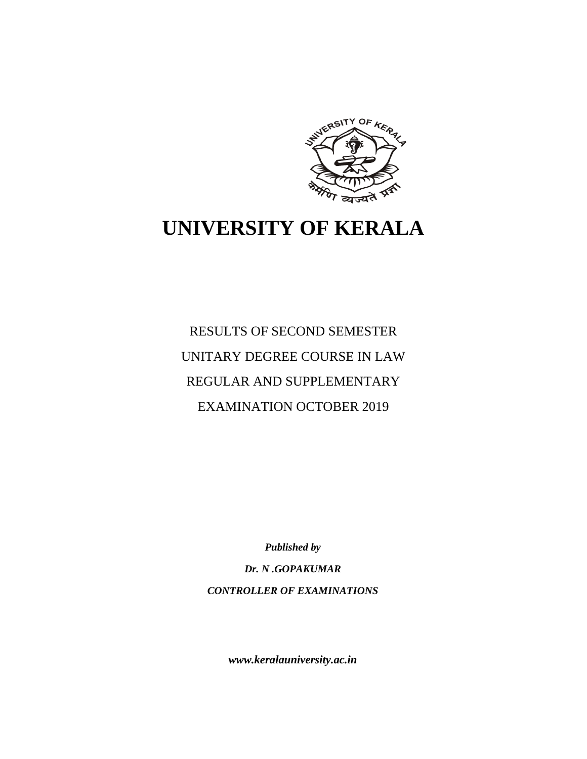# UNIVERSITY OF KERALA

RESULTS OF SECOND SEMESTER

UNITARY DEGREE COURSE IN LAW

REGULAR AND SUPPLEMENTARY

EXAMINATION OCTOBER 2019

***Published by***

***Dr. N .GOPAKUMAR***

***CONTROLLER OF EXAMINATIONS***

***www.keralauniversity.ac.in***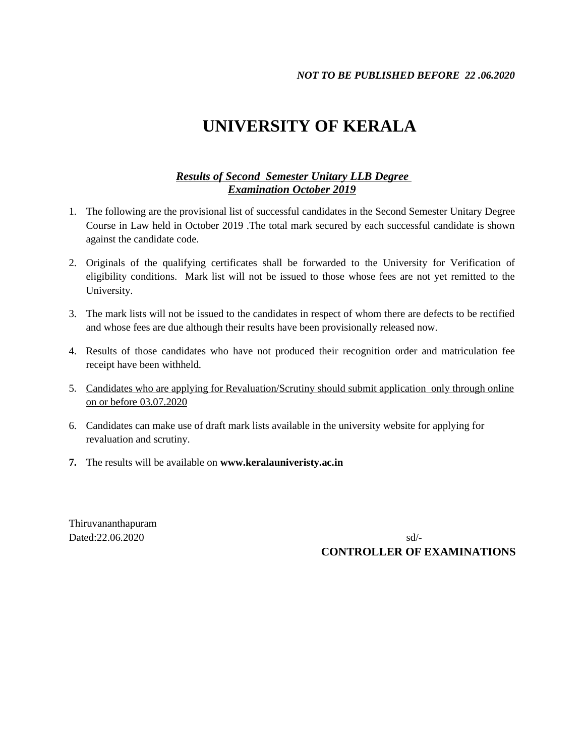*NOT TO BE PUBLISHED BEFORE 22 .06.2020*

# UNIVERSITY OF KERALA

***Results of Second Semester Unitary LLB Degree Examination October 2019***

1. The following are the provisional list of successful candidates in the Second Semester Unitary Degree Course in Law held in October 2019 .The total mark secured by each successful candidate is shown against the candidate code.

2. Originals of the qualifying certificates shall be forwarded to the University for Verification of eligibility conditions. Mark list will not be issued to those whose fees are not yet remitted to the University.

3. The mark lists will not be issued to the candidates in respect of whom there are defects to be rectified and whose fees are due although their results have been provisionally released now.

4. Results of those candidates who have not produced their recognition order and matriculation fee receipt have been withheld.

5. Candidates who are applying for Revaluation/Scrutiny should submit application only through online on or before 03.07.2020

6. Candidates can make use of draft mark lists available in the university website for applying for revaluation and scrutiny.

7. The results will be available on **www.keralauniveristy.ac.in**

Thiruvananthapuram
Dated:22.06.2020

sd/-
**CONTROLLER OF EXAMINATIONS**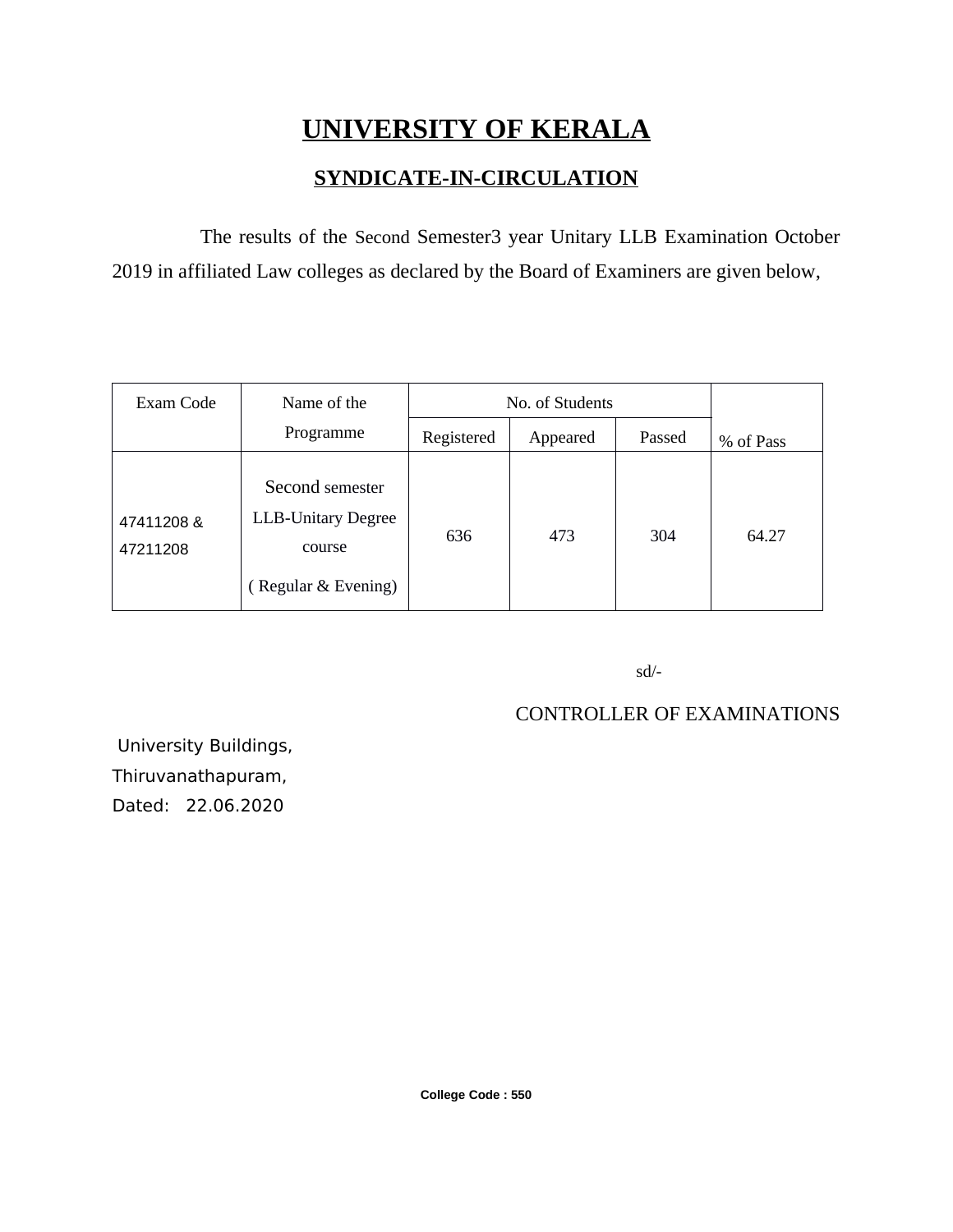# UNIVERSITY OF KERALA

## SYNDICATE-IN-CIRCULATION

The results of the Second Semester3 year Unitary LLB Examination October 2019 in affiliated Law colleges as declared by the Board of Examiners are given below,

| Exam Code | Name of the Programme | No. of Students | | | % of Pass |
|---|---|---|---|---|---|
| | | Registered | Appeared | Passed | |
| 47411208 & 47211208 | Second semester LLB-Unitary Degree course ( Regular & Evening) | 636 | 473 | 304 | 64.27 |

sd/-

CONTROLLER OF EXAMINATIONS

University Buildings,
Thiruvanathapuram,
Dated: 22.06.2020

**College Code : 550**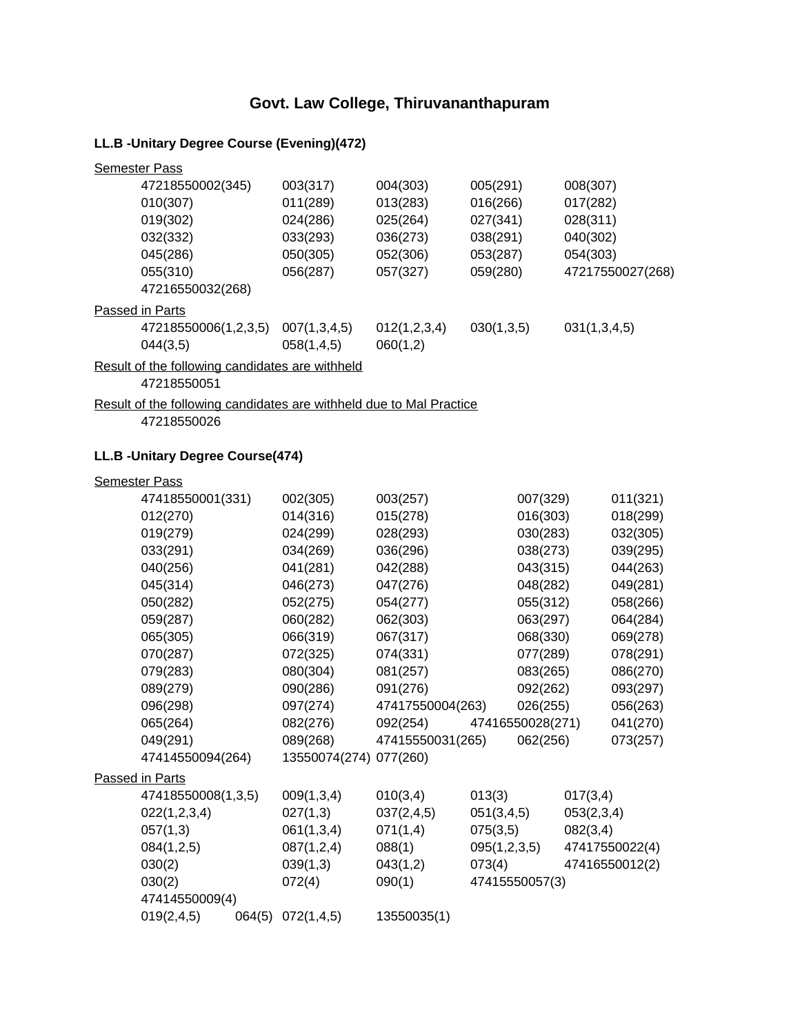# Govt. Law College, Thiruvananthapuram

**LL.B -Unitary Degree Course (Evening)(472)**

Semester Pass

| | | | | |
|---|---|---|---|---|
| 47218550002(345) | 003(317) | 004(303) | 005(291) | 008(307) |
| 010(307) | 011(289) | 013(283) | 016(266) | 017(282) |
| 019(302) | 024(286) | 025(264) | 027(341) | 028(311) |
| 032(332) | 033(293) | 036(273) | 038(291) | 040(302) |
| 045(286) | 050(305) | 052(306) | 053(287) | 054(303) |
| 055(310) | 056(287) | 057(327) | 059(280) | 47217550027(268) |
| 47216550032(268) | | | | |

Passed in Parts

| | | | | |
|---|---|---|---|---|
| 47218550006(1,2,3,5) | 007(1,3,4,5) | 012(1,2,3,4) | 030(1,3,5) | 031(1,3,4,5) |
| 044(3,5) | 058(1,4,5) | 060(1,2) | | |

Result of the following candidates are withheld

47218550051

Result of the following candidates are withheld due to Mal Practice

47218550026

**LL.B -Unitary Degree Course(474)**

Semester Pass

| | | | | |
|---|---|---|---|---|
| 47418550001(331) | 002(305) | 003(257) | 007(329) | 011(321) |
| 012(270) | 014(316) | 015(278) | 016(303) | 018(299) |
| 019(279) | 024(299) | 028(293) | 030(283) | 032(305) |
| 033(291) | 034(269) | 036(296) | 038(273) | 039(295) |
| 040(256) | 041(281) | 042(288) | 043(315) | 044(263) |
| 045(314) | 046(273) | 047(276) | 048(282) | 049(281) |
| 050(282) | 052(275) | 054(277) | 055(312) | 058(266) |
| 059(287) | 060(282) | 062(303) | 063(297) | 064(284) |
| 065(305) | 066(319) | 067(317) | 068(330) | 069(278) |
| 070(287) | 072(325) | 074(331) | 077(289) | 078(291) |
| 079(283) | 080(304) | 081(257) | 083(265) | 086(270) |
| 089(279) | 090(286) | 091(276) | 092(262) | 093(297) |
| 096(298) | 097(274) | 47417550004(263) | 026(255) | 056(263) |
| 065(264) | 082(276) | 092(254) | 47416550028(271) | 041(270) |
| 049(291) | 089(268) | 47415550031(265) | 062(256) | 073(257) |
| 47414550094(264) | 13550074(274) | 077(260) | | |

Passed in Parts

| | | | | |
|---|---|---|---|---|
| 47418550008(1,3,5) | 009(1,3,4) | 010(3,4) | 013(3) | 017(3,4) |
| 022(1,2,3,4) | 027(1,3) | 037(2,4,5) | 051(3,4,5) | 053(2,3,4) |
| 057(1,3) | 061(1,3,4) | 071(1,4) | 075(3,5) | 082(3,4) |
| 084(1,2,5) | 087(1,2,4) | 088(1) | 095(1,2,3,5) | 47417550022(4) |
| 030(2) | 039(1,3) | 043(1,2) | 073(4) | 47416550012(2) |
| 030(2) | 072(4) | 090(1) | 47415550057(3) | |
| 47414550009(4) | | | | |
| 019(2,4,5) 064(5) | 072(1,4,5) | 13550035(1) | | |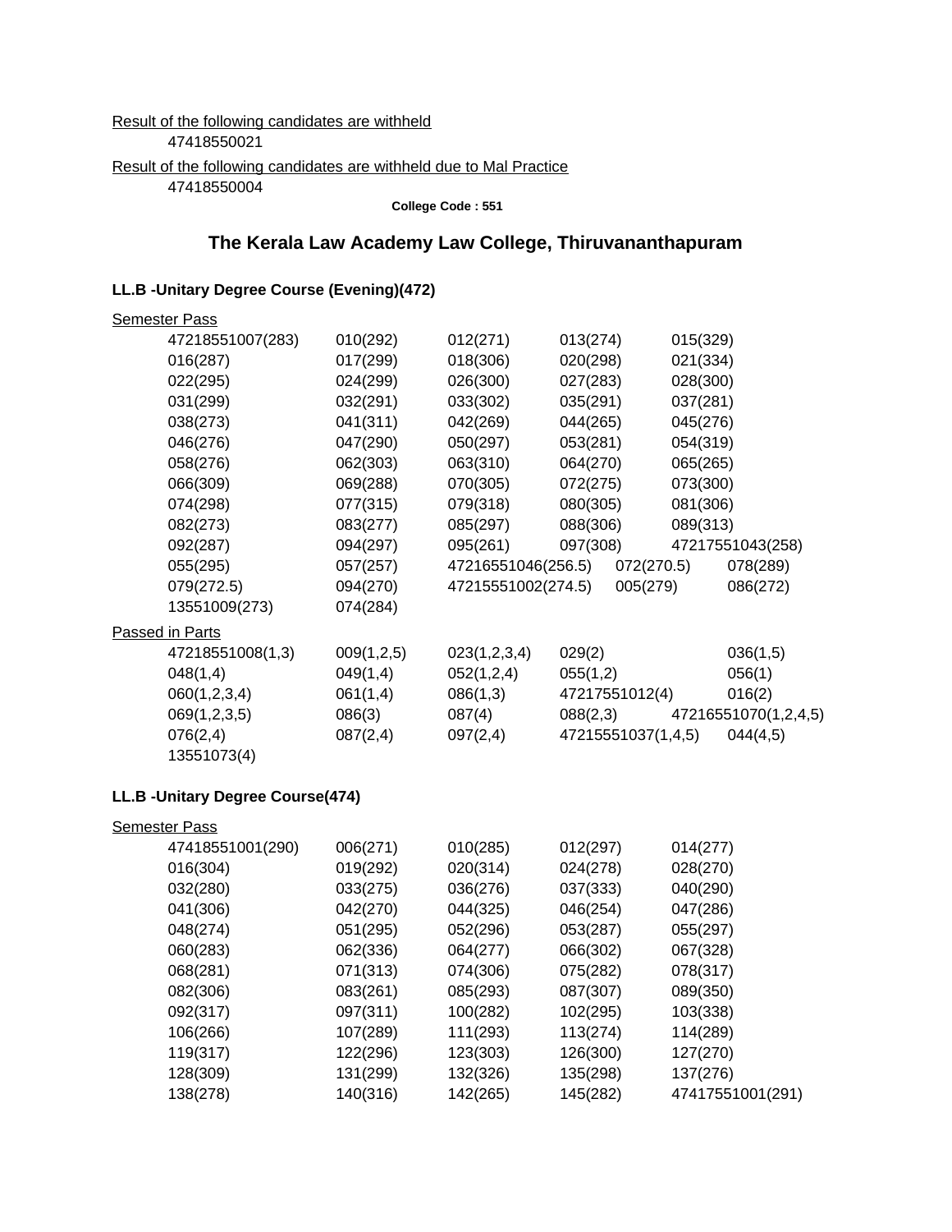Result of the following candidates are withheld

47418550021

Result of the following candidates are withheld due to Mal Practice

47418550004

**College Code : 551**

## The Kerala Law Academy Law College, Thiruvananthapuram

### LL.B -Unitary Degree Course (Evening)(472)

Semester Pass

| | | | | |
|---|---|---|---|---|
| 47218551007(283) | 010(292) | 012(271) | 013(274) | 015(329) |
| 016(287) | 017(299) | 018(306) | 020(298) | 021(334) |
| 022(295) | 024(299) | 026(300) | 027(283) | 028(300) |
| 031(299) | 032(291) | 033(302) | 035(291) | 037(281) |
| 038(273) | 041(311) | 042(269) | 044(265) | 045(276) |
| 046(276) | 047(290) | 050(297) | 053(281) | 054(319) |
| 058(276) | 062(303) | 063(310) | 064(270) | 065(265) |
| 066(309) | 069(288) | 070(305) | 072(275) | 073(300) |
| 074(298) | 077(315) | 079(318) | 080(305) | 081(306) |
| 082(273) | 083(277) | 085(297) | 088(306) | 089(313) |
| 092(287) | 094(297) | 095(261) | 097(308) | 47217551043(258) |
| 055(295) | 057(257) | 47216551046(256.5) | 072(270.5) | 078(289) |
| 079(272.5) | 094(270) | 47215551002(274.5) | 005(279) | 086(272) |
| 13551009(273) | 074(284) | | | |

Passed in Parts

| | | | | |
|---|---|---|---|---|
| 47218551008(1,3) | 009(1,2,5) | 023(1,2,3,4) | 029(2) | 036(1,5) |
| 048(1,4) | 049(1,4) | 052(1,2,4) | 055(1,2) | 056(1) |
| 060(1,2,3,4) | 061(1,4) | 086(1,3) | 47217551012(4) | 016(2) |
| 069(1,2,3,5) | 086(3) | 087(4) | 088(2,3) | 47216551070(1,2,4,5) |
| 076(2,4) | 087(2,4) | 097(2,4) | 47215551037(1,4,5) | 044(4,5) |
| 13551073(4) | | | | |

### LL.B -Unitary Degree Course(474)

Semester Pass

| | | | | |
|---|---|---|---|---|
| 47418551001(290) | 006(271) | 010(285) | 012(297) | 014(277) |
| 016(304) | 019(292) | 020(314) | 024(278) | 028(270) |
| 032(280) | 033(275) | 036(276) | 037(333) | 040(290) |
| 041(306) | 042(270) | 044(325) | 046(254) | 047(286) |
| 048(274) | 051(295) | 052(296) | 053(287) | 055(297) |
| 060(283) | 062(336) | 064(277) | 066(302) | 067(328) |
| 068(281) | 071(313) | 074(306) | 075(282) | 078(317) |
| 082(306) | 083(261) | 085(293) | 087(307) | 089(350) |
| 092(317) | 097(311) | 100(282) | 102(295) | 103(338) |
| 106(266) | 107(289) | 111(293) | 113(274) | 114(289) |
| 119(317) | 122(296) | 123(303) | 126(300) | 127(270) |
| 128(309) | 131(299) | 132(326) | 135(298) | 137(276) |
| 138(278) | 140(316) | 142(265) | 145(282) | 47417551001(291) |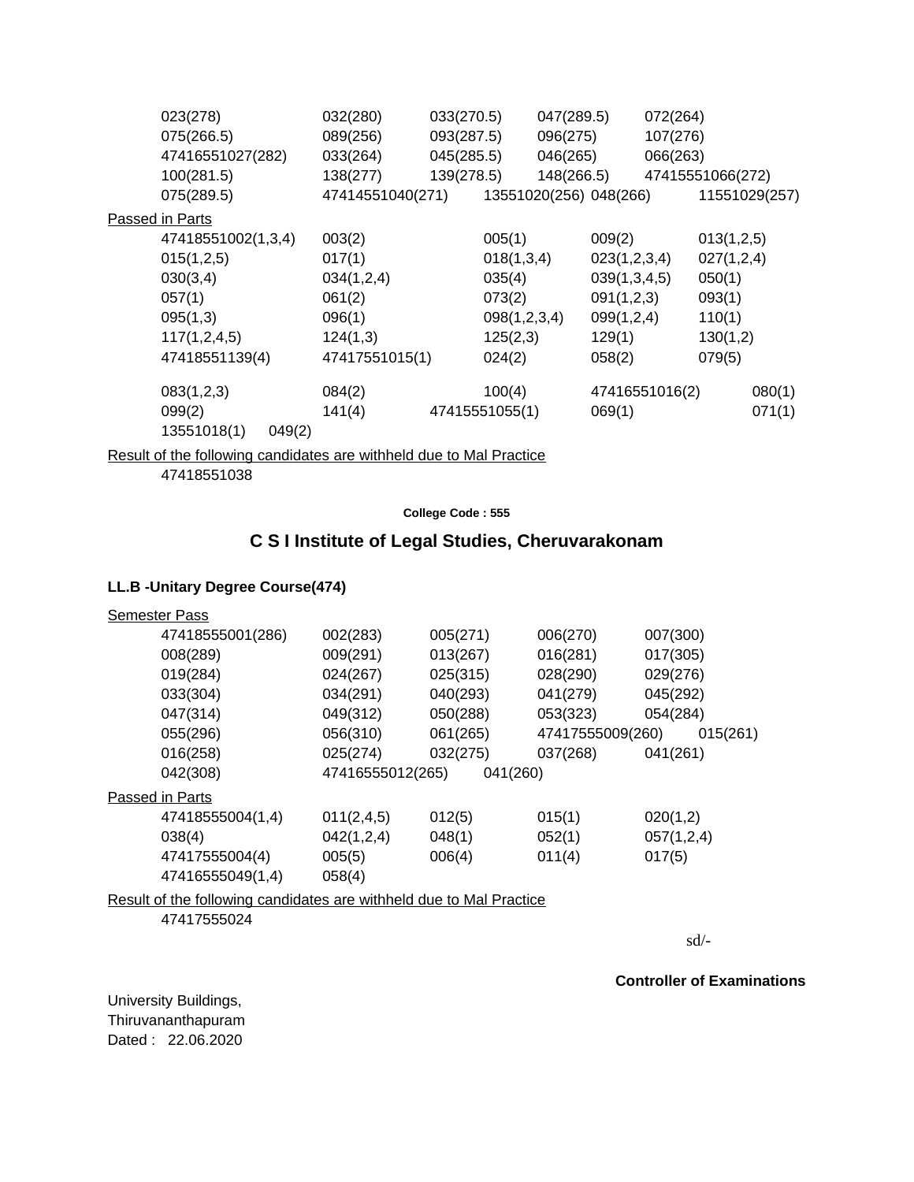| | | | | |
|---|---|---|---|---|
| 023(278) | 032(280) | 033(270.5) | 047(289.5) | 072(264) |
| 075(266.5) | 089(256) | 093(287.5) | 096(275) | 107(276) |
| 47416551027(282) | 033(264) | 045(285.5) | 046(265) | 066(263) |
| 100(281.5) | 138(277) | 139(278.5) | 148(266.5) | 47415551066(272) |
| 075(289.5) | 47414551040(271) | 13551020(256) | 048(266) | 11551029(257) |

Passed in Parts

| | | | | |
|---|---|---|---|---|
| 47418551002(1,3,4) | 003(2) | 005(1) | 009(2) | 013(1,2,5) |
| 015(1,2,5) | 017(1) | 018(1,3,4) | 023(1,2,3,4) | 027(1,2,4) |
| 030(3,4) | 034(1,2,4) | 035(4) | 039(1,3,4,5) | 050(1) |
| 057(1) | 061(2) | 073(2) | 091(1,2,3) | 093(1) |
| 095(1,3) | 096(1) | 098(1,2,3,4) | 099(1,2,4) | 110(1) |
| 117(1,2,4,5) | 124(1,3) | 125(2,3) | 129(1) | 130(1,2) |
| 47418551139(4) | 47417551015(1) | 024(2) | 058(2) | 079(5) |
| 083(1,2,3) | 084(2) | 100(4) | 47416551016(2) | 080(1) |
| 099(2) | 141(4) | 47415551055(1) | 069(1) | 071(1) |
| 13551018(1) | 049(2) | | | |

Result of the following candidates are withheld due to Mal Practice

47418551038

**College Code : 555**

## C S I Institute of Legal Studies, Cheruvarakonam

**LL.B -Unitary Degree Course(474)**

Semester Pass

| | | | | |
|---|---|---|---|---|
| 47418555001(286) | 002(283) | 005(271) | 006(270) | 007(300) |
| 008(289) | 009(291) | 013(267) | 016(281) | 017(305) |
| 019(284) | 024(267) | 025(315) | 028(290) | 029(276) |
| 033(304) | 034(291) | 040(293) | 041(279) | 045(292) |
| 047(314) | 049(312) | 050(288) | 053(323) | 054(284) |
| 055(296) | 056(310) | 061(265) | 47417555009(260) | 015(261) |
| 016(258) | 025(274) | 032(275) | 037(268) | 041(261) |
| 042(308) | 47416555012(265) | 041(260) | | |

Passed in Parts

| | | | | |
|---|---|---|---|---|
| 47418555004(1,4) | 011(2,4,5) | 012(5) | 015(1) | 020(1,2) |
| 038(4) | 042(1,2,4) | 048(1) | 052(1) | 057(1,2,4) |
| 47417555004(4) | 005(5) | 006(4) | 011(4) | 017(5) |
| 47416555049(1,4) | 058(4) | | | |

Result of the following candidates are withheld due to Mal Practice

47417555024

sd/-

**Controller of Examinations**

University Buildings,
Thiruvananthapuram
Dated : 22.06.2020